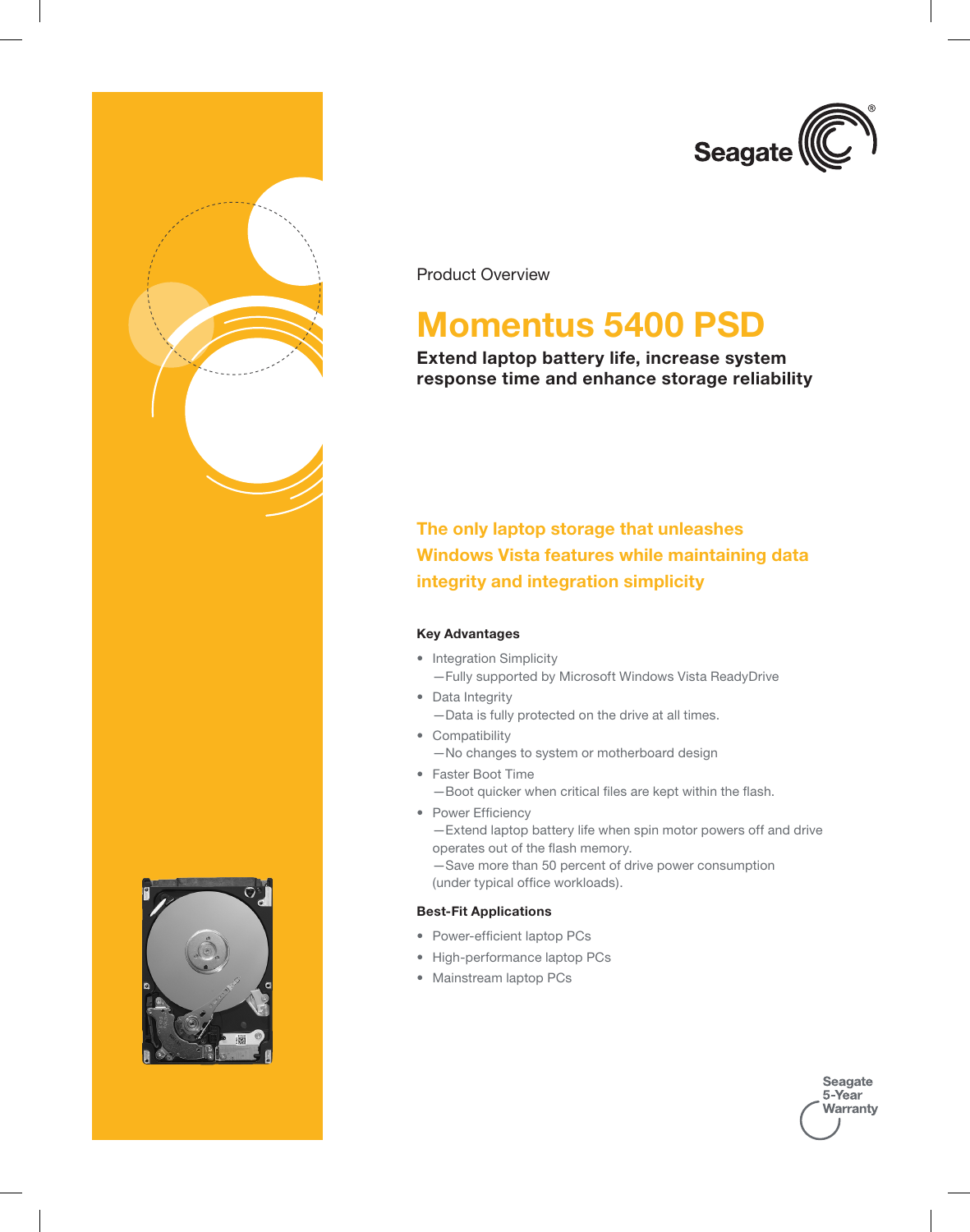Product Overview

# Momentus 5400 PSD

**Extend laptop battery life, increase system response time and enhance storage reliability**

## The only laptop storage that unleashes Windows Vista features while maintaining data integrity and integration simplicity

### Key Advantages

- Integration Simplicity
  —Fully supported by Microsoft Windows Vista ReadyDrive
- Data Integrity
  —Data is fully protected on the drive at all times.
- Compatibility
  —No changes to system or motherboard design
- Faster Boot Time
  —Boot quicker when critical files are kept within the flash.
- Power Efficiency
  —Extend laptop battery life when spin motor powers off and drive operates out of the flash memory.
  —Save more than 50 percent of drive power consumption (under typical office workloads).

### Best-Fit Applications

- Power-efficient laptop PCs
- High-performance laptop PCs
- Mainstream laptop PCs

Seagate 5-Year Warranty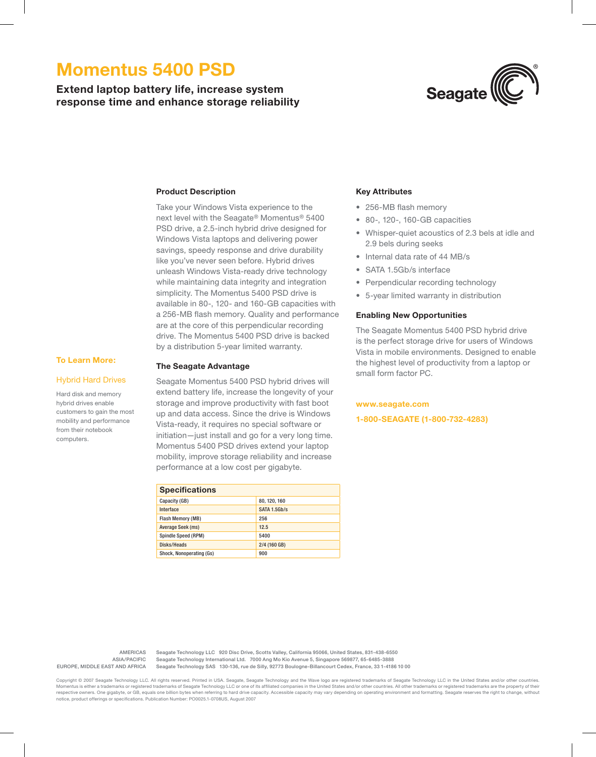# Momentus 5400 PSD

**Extend laptop battery life, increase system response time and enhance storage reliability**

Seagate

### Product Description

Take your Windows Vista experience to the next level with the Seagate® Momentus® 5400 PSD drive, a 2.5-inch hybrid drive designed for Windows Vista laptops and delivering power savings, speedy response and drive durability like you've never seen before. Hybrid drives unleash Windows Vista-ready drive technology while maintaining data integrity and integration simplicity. The Momentus 5400 PSD drive is available in 80-, 120- and 160-GB capacities with a 256-MB flash memory. Quality and performance are at the core of this perpendicular recording drive. The Momentus 5400 PSD drive is backed by a distribution 5-year limited warranty.

### The Seagate Advantage

Seagate Momentus 5400 PSD hybrid drives will extend battery life, increase the longevity of your storage and improve productivity with fast boot up and data access. Since the drive is Windows Vista-ready, it requires no special software or initiation—just install and go for a very long time. Momentus 5400 PSD drives extend your laptop mobility, improve storage reliability and increase performance at a low cost per gigabyte.

| Specifications | |
|---|---|
| Capacity (GB) | 80, 120, 160 |
| Interface | SATA 1.5Gb/s |
| Flash Memory (MB) | 256 |
| Average Seek (ms) | 12.5 |
| Spindle Speed (RPM) | 5400 |
| Disks/Heads | 2/4 (160 GB) |
| Shock, Nonoperating (Gs) | 900 |

### Key Attributes

- 256-MB flash memory
- 80-, 120-, 160-GB capacities
- Whisper-quiet acoustics of 2.3 bels at idle and 2.9 bels during seeks
- Internal data rate of 44 MB/s
- SATA 1.5Gb/s interface
- Perpendicular recording technology
- 5-year limited warranty in distribution

### Enabling New Opportunities

The Seagate Momentus 5400 PSD hybrid drive is the perfect storage drive for users of Windows Vista in mobile environments. Designed to enable the highest level of productivity from a laptop or small form factor PC.

**www.seagate.com**

**1-800-SEAGATE (1-800-732-4283)**

### To Learn More:

Hybrid Hard Drives

Hard disk and memory hybrid drives enable customers to gain the most mobility and performance from their notebook computers.

AMERICAS Seagate Technology LLC 920 Disc Drive, Scotts Valley, California 95066, United States, 831-438-6550
ASIA/PACIFIC Seagate Technology International Ltd. 7000 Ang Mo Kio Avenue 5, Singapore 569877, 65-6485-3888
EUROPE, MIDDLE EAST AND AFRICA Seagate Technology SAS 130-136, rue de Silly, 92773 Boulogne-Billancourt Cedex, France, 33 1-4186 10 00

Copyright © 2007 Seagate Technology LLC. All rights reserved. Printed in USA. Seagate, Seagate Technology and the Wave logo are registered trademarks of Seagate Technology LLC in the United States and/or other countries. Momentus is either a trademarks or registered trademarks of Seagate Technology LLC or one of its affiliated companies in the United States and/or other countries. All other trademarks or registered trademarks are the property of their respective owners. One gigabyte, or GB, equals one billion bytes when referring to hard drive capacity. Accessible capacity may vary depending on operating environment and formatting. Seagate reserves the right to change, without notice, product offerings or specifications. Publication Number: PO0025.1-0708US, August 2007